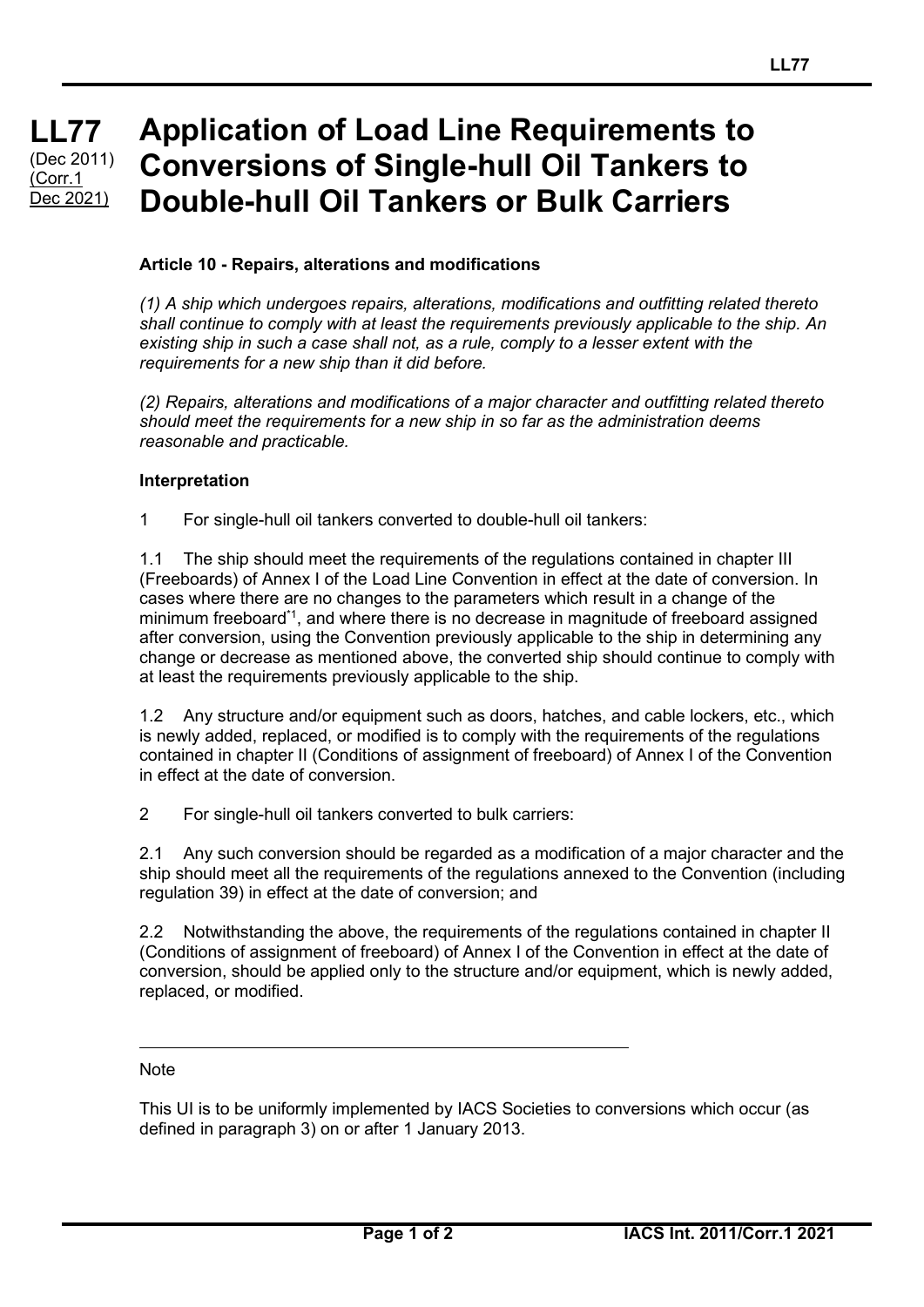**LL77**
(Dec 2011)
(Corr.1 Dec 2021)

# Application of Load Line Requirements to Conversions of Single-hull Oil Tankers to Double-hull Oil Tankers or Bulk Carriers

**Article 10 - Repairs, alterations and modifications**

*(1) A ship which undergoes repairs, alterations, modifications and outfitting related thereto shall continue to comply with at least the requirements previously applicable to the ship. An existing ship in such a case shall not, as a rule, comply to a lesser extent with the requirements for a new ship than it did before.*

*(2) Repairs, alterations and modifications of a major character and outfitting related thereto should meet the requirements for a new ship in so far as the administration deems reasonable and practicable.*

**Interpretation**

1 For single-hull oil tankers converted to double-hull oil tankers:

1.1 The ship should meet the requirements of the regulations contained in chapter III (Freeboards) of Annex I of the Load Line Convention in effect at the date of conversion. In cases where there are no changes to the parameters which result in a change of the minimum freeboard[*1], and where there is no decrease in magnitude of freeboard assigned after conversion, using the Convention previously applicable to the ship in determining any change or decrease as mentioned above, the converted ship should continue to comply with at least the requirements previously applicable to the ship.

1.2 Any structure and/or equipment such as doors, hatches, and cable lockers, etc., which is newly added, replaced, or modified is to comply with the requirements of the regulations contained in chapter II (Conditions of assignment of freeboard) of Annex I of the Convention in effect at the date of conversion.

2 For single-hull oil tankers converted to bulk carriers:

2.1 Any such conversion should be regarded as a modification of a major character and the ship should meet all the requirements of the regulations annexed to the Convention (including regulation 39) in effect at the date of conversion; and

2.2 Notwithstanding the above, the requirements of the regulations contained in chapter II (Conditions of assignment of freeboard) of Annex I of the Convention in effect at the date of conversion, should be applied only to the structure and/or equipment, which is newly added, replaced, or modified.

---

Note

This UI is to be uniformly implemented by IACS Societies to conversions which occur (as defined in paragraph 3) on or after 1 January 2013.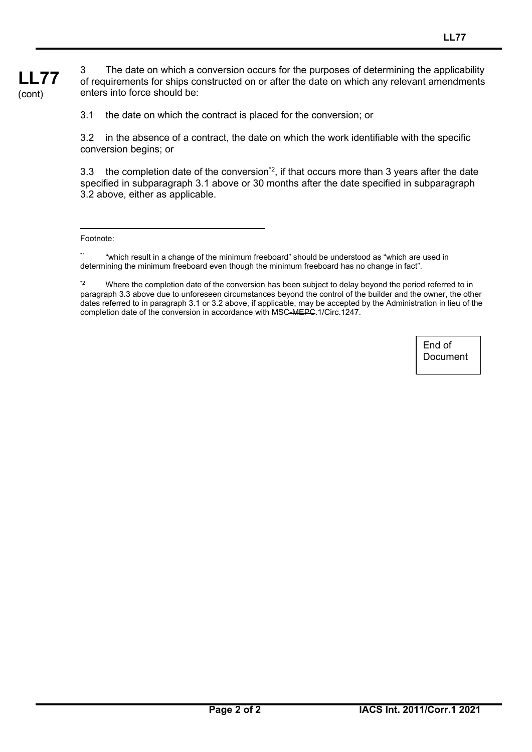**LL77** (cont)

3 The date on which a conversion occurs for the purposes of determining the applicability of requirements for ships constructed on or after the date on which any relevant amendments enters into force should be:

3.1 the date on which the contract is placed for the conversion; or

3.2 in the absence of a contract, the date on which the work identifiable with the specific conversion begins; or

3.3 the completion date of the conversion[*2], if that occurs more than 3 years after the date specified in subparagraph 3.1 above or 30 months after the date specified in subparagraph 3.2 above, either as applicable.

---

Footnote:

[*1] "which result in a change of the minimum freeboard" should be understood as "which are used in determining the minimum freeboard even though the minimum freeboard has no change in fact".

[*2] Where the completion date of the conversion has been subject to delay beyond the period referred to in paragraph 3.3 above due to unforeseen circumstances beyond the control of the builder and the owner, the other dates referred to in paragraph 3.1 or 3.2 above, if applicable, may be accepted by the Administration in lieu of the completion date of the conversion in accordance with MSC~~-MEPC~~.1/Circ.1247.

End of Document